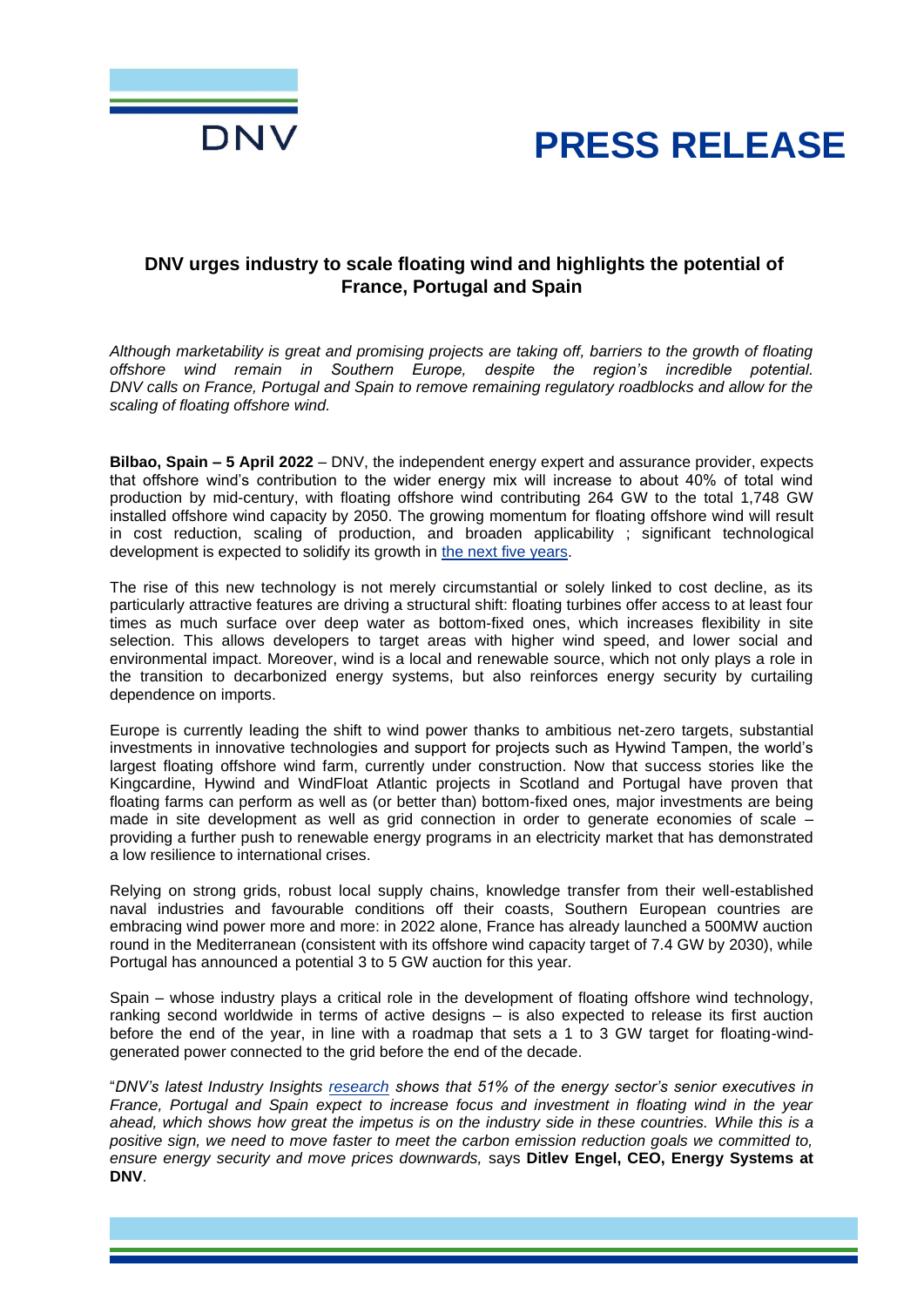**PRESS RELEASE**

## DNV urges industry to scale floating wind and highlights the potential of France, Portugal and Spain

*Although marketability is great and promising projects are taking off, barriers to the growth of floating offshore wind remain in Southern Europe, despite the region's incredible potential. DNV calls on France, Portugal and Spain to remove remaining regulatory roadblocks and allow for the scaling of floating offshore wind.*

**Bilbao, Spain – 5 April 2022** – DNV, the independent energy expert and assurance provider, expects that offshore wind's contribution to the wider energy mix will increase to about 40% of total wind production by mid-century, with floating offshore wind contributing 264 GW to the total 1,748 GW installed offshore wind capacity by 2050. The growing momentum for floating offshore wind will result in cost reduction, scaling of production, and broaden applicability ; significant technological development is expected to solidify its growth in the next five years.

The rise of this new technology is not merely circumstantial or solely linked to cost decline, as its particularly attractive features are driving a structural shift: floating turbines offer access to at least four times as much surface over deep water as bottom-fixed ones, which increases flexibility in site selection. This allows developers to target areas with higher wind speed, and lower social and environmental impact. Moreover, wind is a local and renewable source, which not only plays a role in the transition to decarbonized energy systems, but also reinforces energy security by curtailing dependence on imports.

Europe is currently leading the shift to wind power thanks to ambitious net-zero targets, substantial investments in innovative technologies and support for projects such as Hywind Tampen, the world's largest floating offshore wind farm, currently under construction. Now that success stories like the Kingcardine, Hywind and WindFloat Atlantic projects in Scotland and Portugal have proven that floating farms can perform as well as (or better than) bottom-fixed ones*,* major investments are being made in site development as well as grid connection in order to generate economies of scale – providing a further push to renewable energy programs in an electricity market that has demonstrated a low resilience to international crises.

Relying on strong grids, robust local supply chains, knowledge transfer from their well-established naval industries and favourable conditions off their coasts, Southern European countries are embracing wind power more and more: in 2022 alone, France has already launched a 500MW auction round in the Mediterranean (consistent with its offshore wind capacity target of 7.4 GW by 2030), while Portugal has announced a potential 3 to 5 GW auction for this year.

Spain – whose industry plays a critical role in the development of floating offshore wind technology, ranking second worldwide in terms of active designs – is also expected to release its first auction before the end of the year, in line with a roadmap that sets a 1 to 3 GW target for floating-wind-generated power connected to the grid before the end of the decade.

"*DNV's latest Industry Insights research shows that 51% of the energy sector's senior executives in France, Portugal and Spain expect to increase focus and investment in floating wind in the year ahead, which shows how great the impetus is on the industry side in these countries. While this is a positive sign, we need to move faster to meet the carbon emission reduction goals we committed to, ensure energy security and move prices downwards,* says **Ditlev Engel, CEO, Energy Systems at DNV**.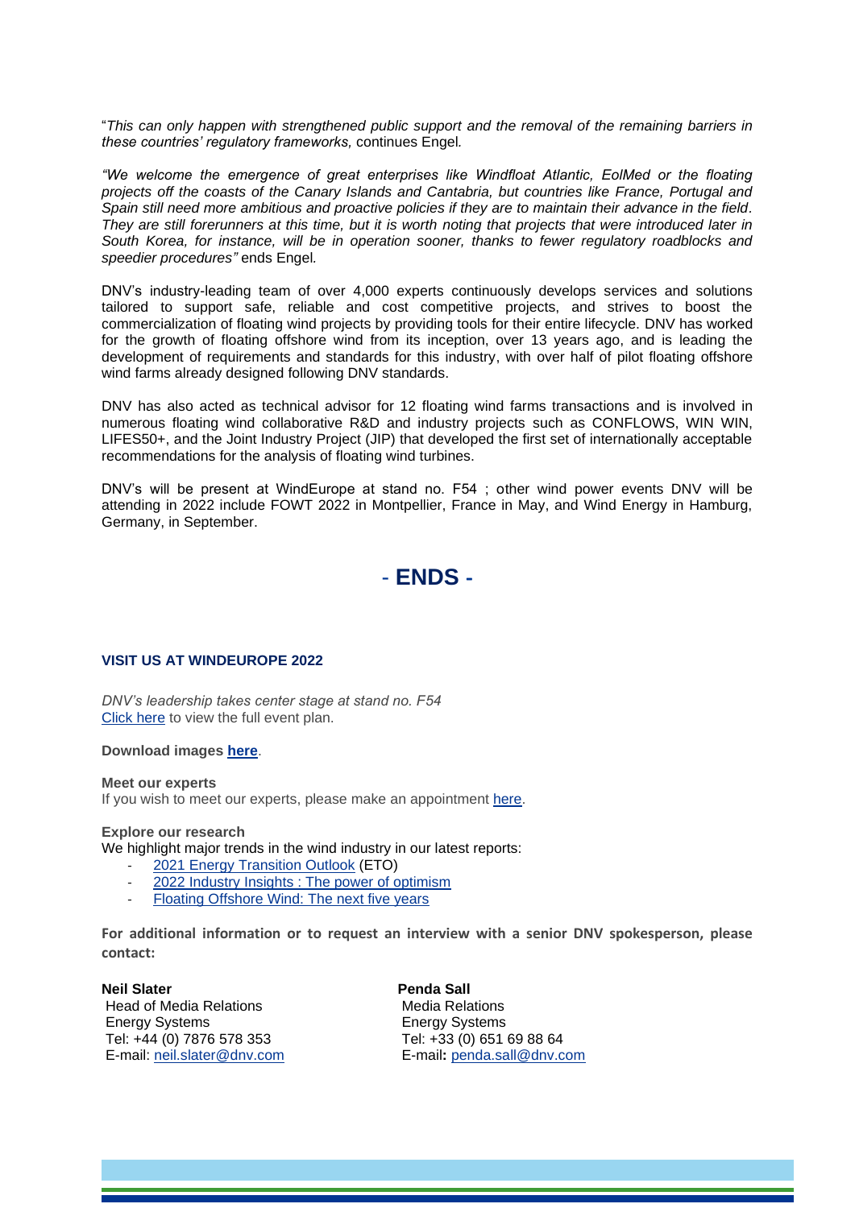"*This can only happen with strengthened public support and the removal of the remaining barriers in these countries' regulatory frameworks,* continues Engel.

*"We welcome the emergence of great enterprises like Windfloat Atlantic, EolMed or the floating projects off the coasts of the Canary Islands and Cantabria, but countries like France, Portugal and Spain still need more ambitious and proactive policies if they are to maintain their advance in the field. They are still forerunners at this time, but it is worth noting that projects that were introduced later in South Korea, for instance, will be in operation sooner, thanks to fewer regulatory roadblocks and speedier procedures"* ends Engel.

DNV's industry-leading team of over 4,000 experts continuously develops services and solutions tailored to support safe, reliable and cost competitive projects, and strives to boost the commercialization of floating wind projects by providing tools for their entire lifecycle. DNV has worked for the growth of floating offshore wind from its inception, over 13 years ago, and is leading the development of requirements and standards for this industry, with over half of pilot floating offshore wind farms already designed following DNV standards.

DNV has also acted as technical advisor for 12 floating wind farms transactions and is involved in numerous floating wind collaborative R&D and industry projects such as CONFLOWS, WIN WIN, LIFES50+, and the Joint Industry Project (JIP) that developed the first set of internationally acceptable recommendations for the analysis of floating wind turbines.

DNV's will be present at WindEurope at stand no. F54 ; other wind power events DNV will be attending in 2022 include FOWT 2022 in Montpellier, France in May, and Wind Energy in Hamburg, Germany, in September.

## - ENDS -

### VISIT US AT WINDEUROPE 2022

*DNV's leadership takes center stage at stand no. F54*
Click here to view the full event plan.

**Download images here.**

**Meet our experts**
If you wish to meet our experts, please make an appointment here.

**Explore our research**
We highlight major trends in the wind industry in our latest reports:

- 2021 Energy Transition Outlook (ETO)
- 2022 Industry Insights : The power of optimism
- Floating Offshore Wind: The next five years

**For additional information or to request an interview with a senior DNV spokesperson, please contact:**

**Neil Slater**
Head of Media Relations
Energy Systems
Tel: +44 (0) 7876 578 353
E-mail: neil.slater@dnv.com

**Penda Sall**
Media Relations
Energy Systems
Tel: +33 (0) 651 69 88 64
E-mail: penda.sall@dnv.com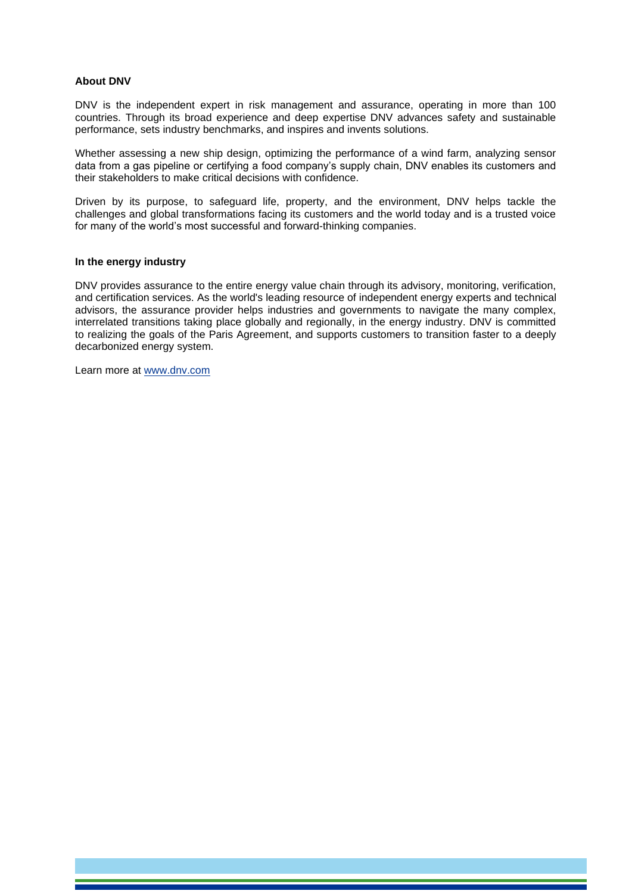**About DNV**

DNV is the independent expert in risk management and assurance, operating in more than 100 countries. Through its broad experience and deep expertise DNV advances safety and sustainable performance, sets industry benchmarks, and inspires and invents solutions.

Whether assessing a new ship design, optimizing the performance of a wind farm, analyzing sensor data from a gas pipeline or certifying a food company's supply chain, DNV enables its customers and their stakeholders to make critical decisions with confidence.

Driven by its purpose, to safeguard life, property, and the environment, DNV helps tackle the challenges and global transformations facing its customers and the world today and is a trusted voice for many of the world's most successful and forward-thinking companies.

**In the energy industry**

DNV provides assurance to the entire energy value chain through its advisory, monitoring, verification, and certification services. As the world's leading resource of independent energy experts and technical advisors, the assurance provider helps industries and governments to navigate the many complex, interrelated transitions taking place globally and regionally, in the energy industry. DNV is committed to realizing the goals of the Paris Agreement, and supports customers to transition faster to a deeply decarbonized energy system.

Learn more at [www.dnv.com](http://www.dnv.com)